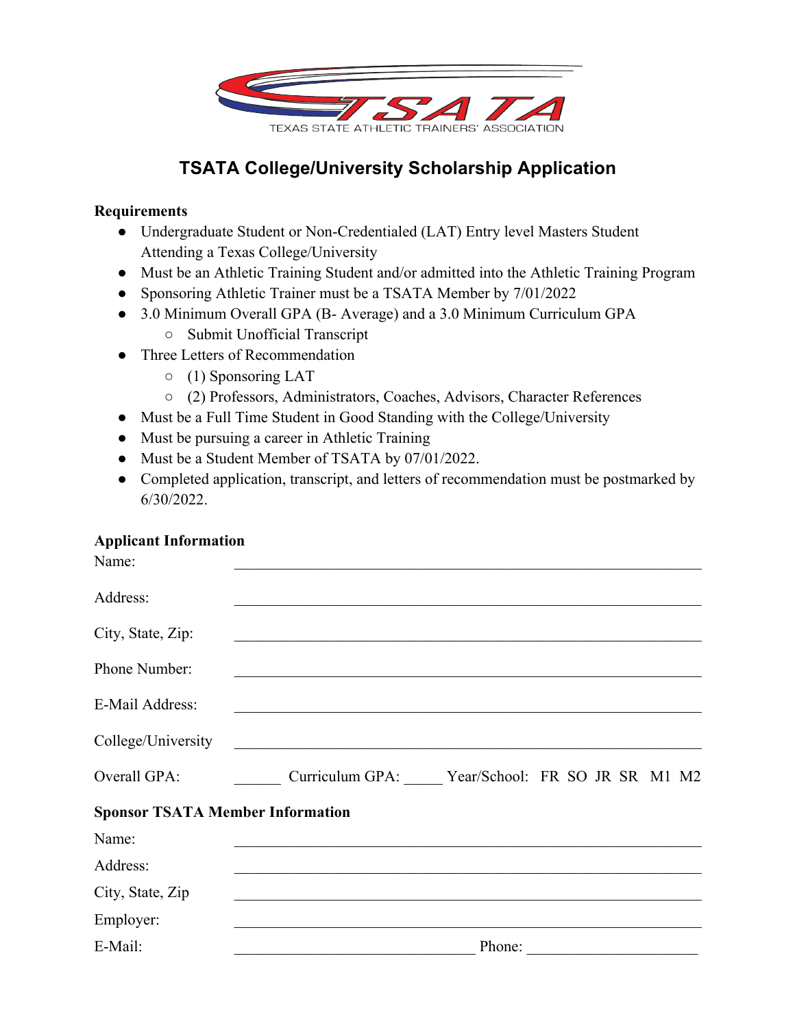TSATA

TEXAS STATE ATHLETIC TRAINERS' ASSOCIATION

# TSATA College/University Scholarship Application

**Requirements**

- Undergraduate Student or Non-Credentialed (LAT) Entry level Masters Student Attending a Texas College/University
- Must be an Athletic Training Student and/or admitted into the Athletic Training Program
- Sponsoring Athletic Trainer must be a TSATA Member by 7/01/2022
- 3.0 Minimum Overall GPA (B- Average) and a 3.0 Minimum Curriculum GPA
  - Submit Unofficial Transcript
- Three Letters of Recommendation
  - (1) Sponsoring LAT
  - (2) Professors, Administrators, Coaches, Advisors, Character References
- Must be a Full Time Student in Good Standing with the College/University
- Must be pursuing a career in Athletic Training
- Must be a Student Member of TSATA by 07/01/2022.
- Completed application, transcript, and letters of recommendation must be postmarked by 6/30/2022.

**Applicant Information**

Name: ______________________________

Address: ______________________________

City, State, Zip: ______________________________

Phone Number: ______________________________

E-Mail Address: ______________________________

College/University ______________________________

Overall GPA: ______ Curriculum GPA: _____ Year/School: FR SO JR SR M1 M2

**Sponsor TSATA Member Information**

Name: ______________________________

Address: ______________________________

City, State, Zip ______________________________

Employer: ______________________________

E-Mail: ______________________________ Phone: ______________________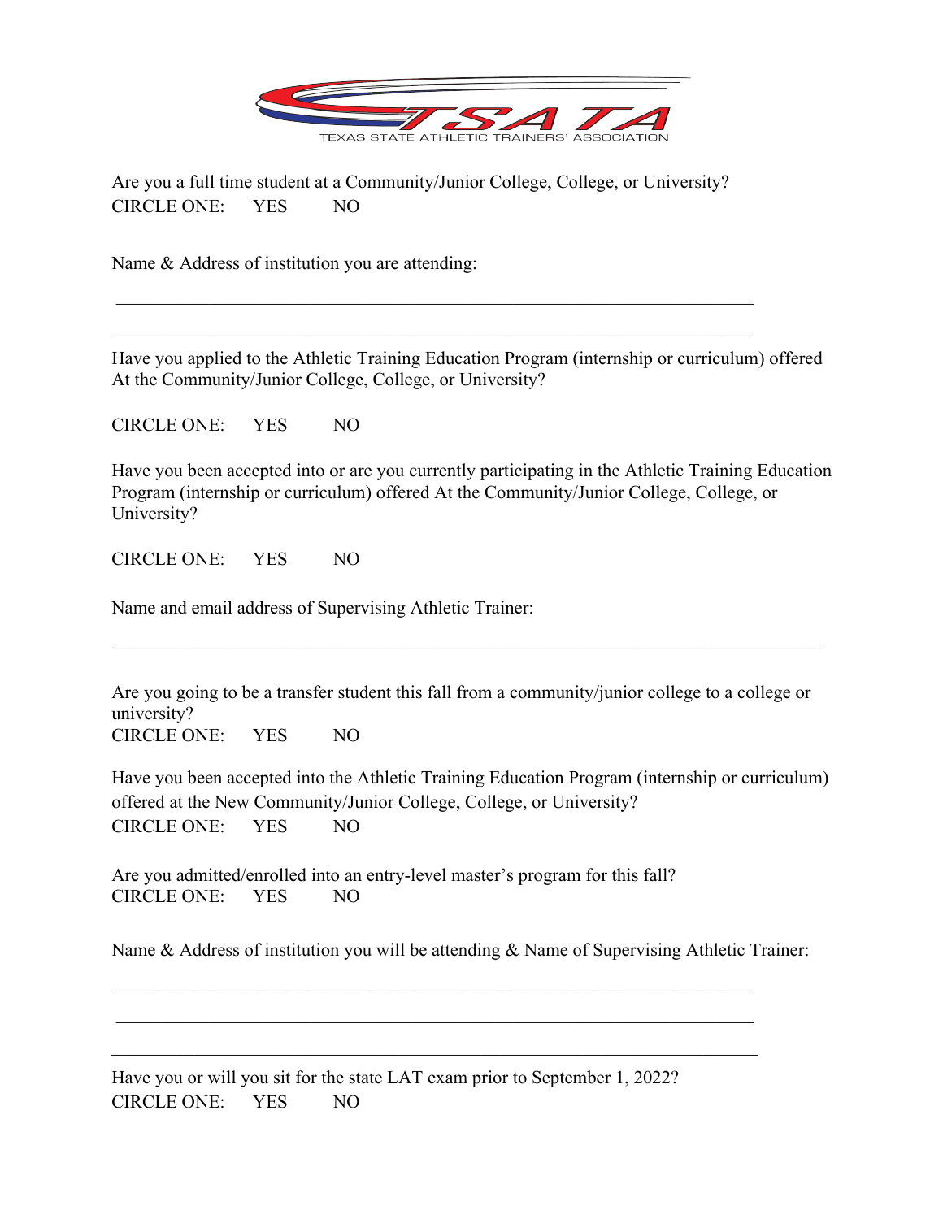TEXAS STATE ATHLETIC TRAINERS' ASSOCIATION

Are you a full time student at a Community/Junior College, College, or University?
CIRCLE ONE: YES NO

Name & Address of institution you are attending:

\_\_\_\_\_\_\_\_\_\_\_\_\_\_\_\_\_\_\_\_\_\_\_\_\_\_\_\_\_\_\_\_\_\_\_\_\_\_\_\_\_\_\_\_\_\_\_\_\_\_\_\_\_\_\_\_\_\_\_\_\_\_\_\_\_\_\_\_

\_\_\_\_\_\_\_\_\_\_\_\_\_\_\_\_\_\_\_\_\_\_\_\_\_\_\_\_\_\_\_\_\_\_\_\_\_\_\_\_\_\_\_\_\_\_\_\_\_\_\_\_\_\_\_\_\_\_\_\_\_\_\_\_\_\_\_\_

Have you applied to the Athletic Training Education Program (internship or curriculum) offered At the Community/Junior College, College, or University?

CIRCLE ONE: YES NO

Have you been accepted into or are you currently participating in the Athletic Training Education Program (internship or curriculum) offered At the Community/Junior College, College, or University?

CIRCLE ONE: YES NO

Name and email address of Supervising Athletic Trainer:

\_\_\_\_\_\_\_\_\_\_\_\_\_\_\_\_\_\_\_\_\_\_\_\_\_\_\_\_\_\_\_\_\_\_\_\_\_\_\_\_\_\_\_\_\_\_\_\_\_\_\_\_\_\_\_\_\_\_\_\_\_\_\_\_\_\_\_\_\_\_\_\_\_\_

Are you going to be a transfer student this fall from a community/junior college to a college or university?
CIRCLE ONE: YES NO

Have you been accepted into the Athletic Training Education Program (internship or curriculum) offered at the New Community/Junior College, College, or University?
CIRCLE ONE: YES NO

Are you admitted/enrolled into an entry-level master's program for this fall?
CIRCLE ONE: YES NO

Name & Address of institution you will be attending & Name of Supervising Athletic Trainer:

\_\_\_\_\_\_\_\_\_\_\_\_\_\_\_\_\_\_\_\_\_\_\_\_\_\_\_\_\_\_\_\_\_\_\_\_\_\_\_\_\_\_\_\_\_\_\_\_\_\_\_\_\_\_\_\_\_\_\_\_\_\_\_\_\_\_\_\_

\_\_\_\_\_\_\_\_\_\_\_\_\_\_\_\_\_\_\_\_\_\_\_\_\_\_\_\_\_\_\_\_\_\_\_\_\_\_\_\_\_\_\_\_\_\_\_\_\_\_\_\_\_\_\_\_\_\_\_\_\_\_\_\_\_\_\_\_

\_\_\_\_\_\_\_\_\_\_\_\_\_\_\_\_\_\_\_\_\_\_\_\_\_\_\_\_\_\_\_\_\_\_\_\_\_\_\_\_\_\_\_\_\_\_\_\_\_\_\_\_\_\_\_\_\_\_\_\_\_\_\_\_\_\_\_\_

Have you or will you sit for the state LAT exam prior to September 1, 2022?
CIRCLE ONE: YES NO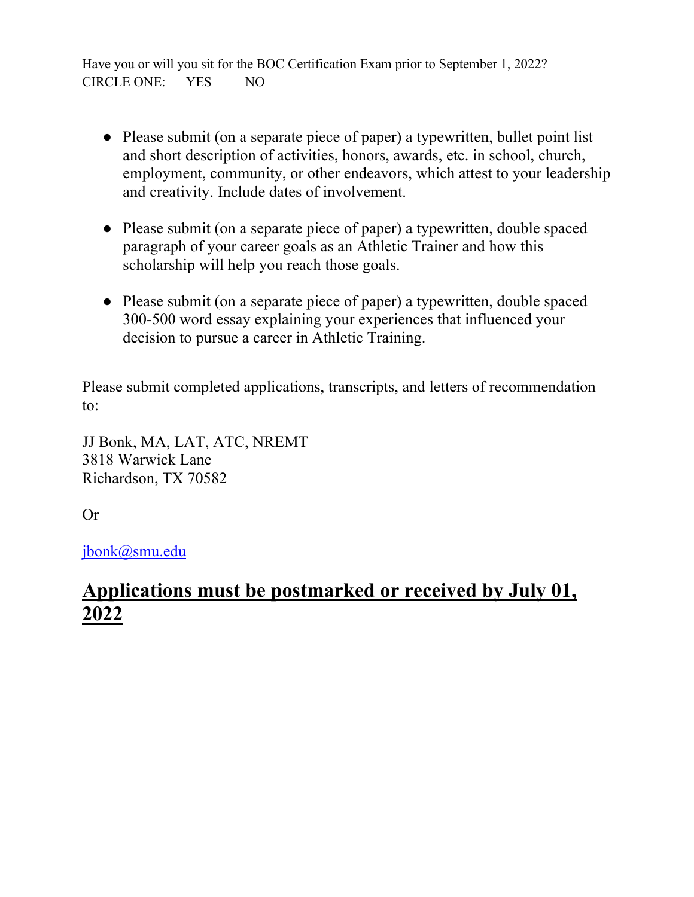Have you or will you sit for the BOC Certification Exam prior to September 1, 2022?
CIRCLE ONE: YES NO

- Please submit (on a separate piece of paper) a typewritten, bullet point list and short description of activities, honors, awards, etc. in school, church, employment, community, or other endeavors, which attest to your leadership and creativity. Include dates of involvement.

- Please submit (on a separate piece of paper) a typewritten, double spaced paragraph of your career goals as an Athletic Trainer and how this scholarship will help you reach those goals.

- Please submit (on a separate piece of paper) a typewritten, double spaced 300-500 word essay explaining your experiences that influenced your decision to pursue a career in Athletic Training.

Please submit completed applications, transcripts, and letters of recommendation to:

JJ Bonk, MA, LAT, ATC, NREMT
3818 Warwick Lane
Richardson, TX 70582

Or

jbonk@smu.edu

## **Applications must be postmarked or received by July 01, 2022**